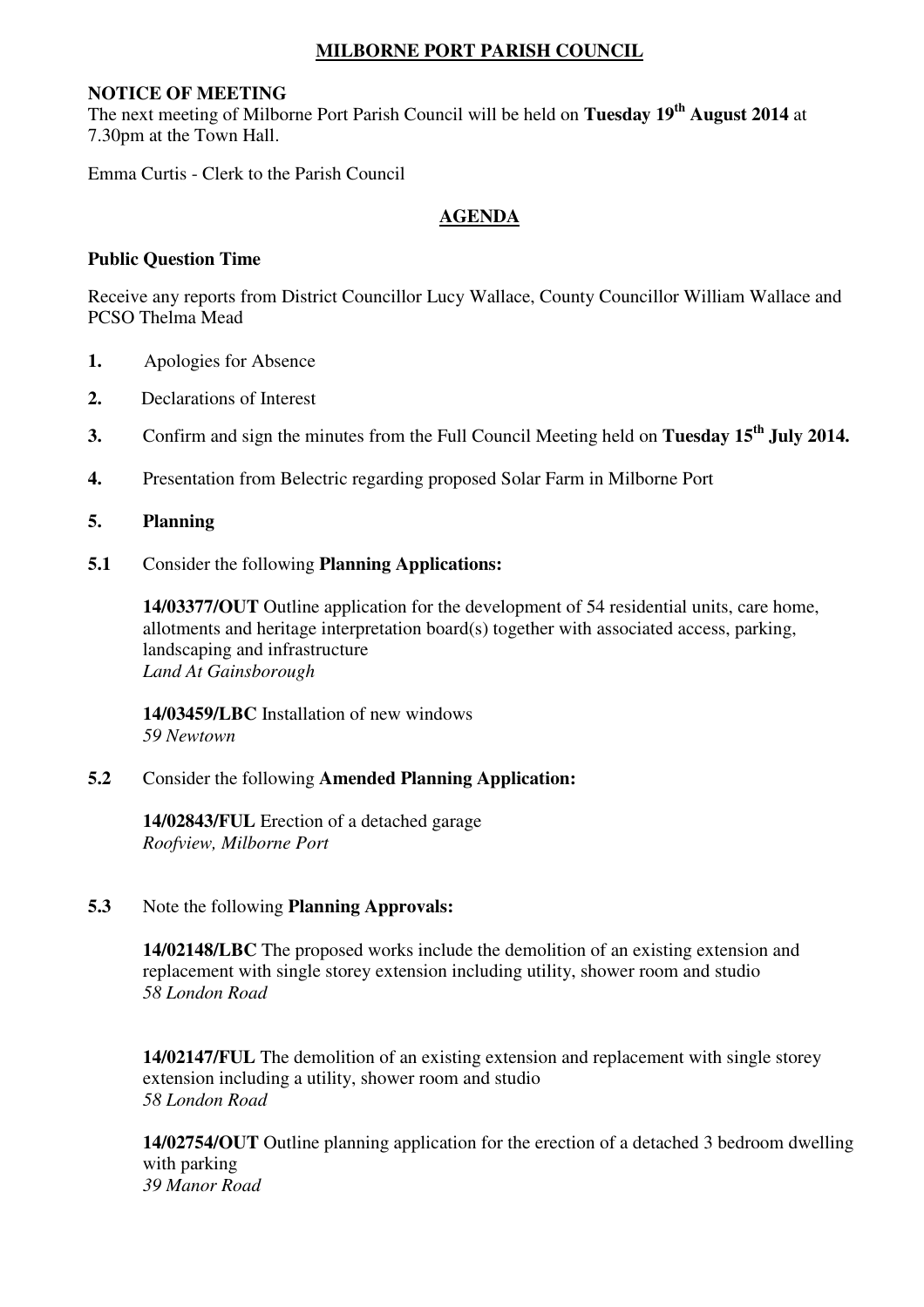# MILBORNE PORT PARISH COUNCIL

**NOTICE OF MEETING**
The next meeting of Milborne Port Parish Council will be held on **Tuesday 19th August 2014** at 7.30pm at the Town Hall.

Emma Curtis - Clerk to the Parish Council

## AGENDA

**Public Question Time**

Receive any reports from District Councillor Lucy Wallace, County Councillor William Wallace and PCSO Thelma Mead

**1.** Apologies for Absence

**2.** Declarations of Interest

**3.** Confirm and sign the minutes from the Full Council Meeting held on **Tuesday 15th July 2014.**

**4.** Presentation from Belectric regarding proposed Solar Farm in Milborne Port

**5. Planning**

**5.1** Consider the following **Planning Applications:**

**14/03377/OUT** Outline application for the development of 54 residential units, care home, allotments and heritage interpretation board(s) together with associated access, parking, landscaping and infrastructure
*Land At Gainsborough*

**14/03459/LBC** Installation of new windows
*59 Newtown*

**5.2** Consider the following **Amended Planning Application:**

**14/02843/FUL** Erection of a detached garage
*Roofview, Milborne Port*

**5.3** Note the following **Planning Approvals:**

**14/02148/LBC** The proposed works include the demolition of an existing extension and replacement with single storey extension including utility, shower room and studio
*58 London Road*

**14/02147/FUL** The demolition of an existing extension and replacement with single storey extension including a utility, shower room and studio
*58 London Road*

**14/02754/OUT** Outline planning application for the erection of a detached 3 bedroom dwelling with parking
*39 Manor Road*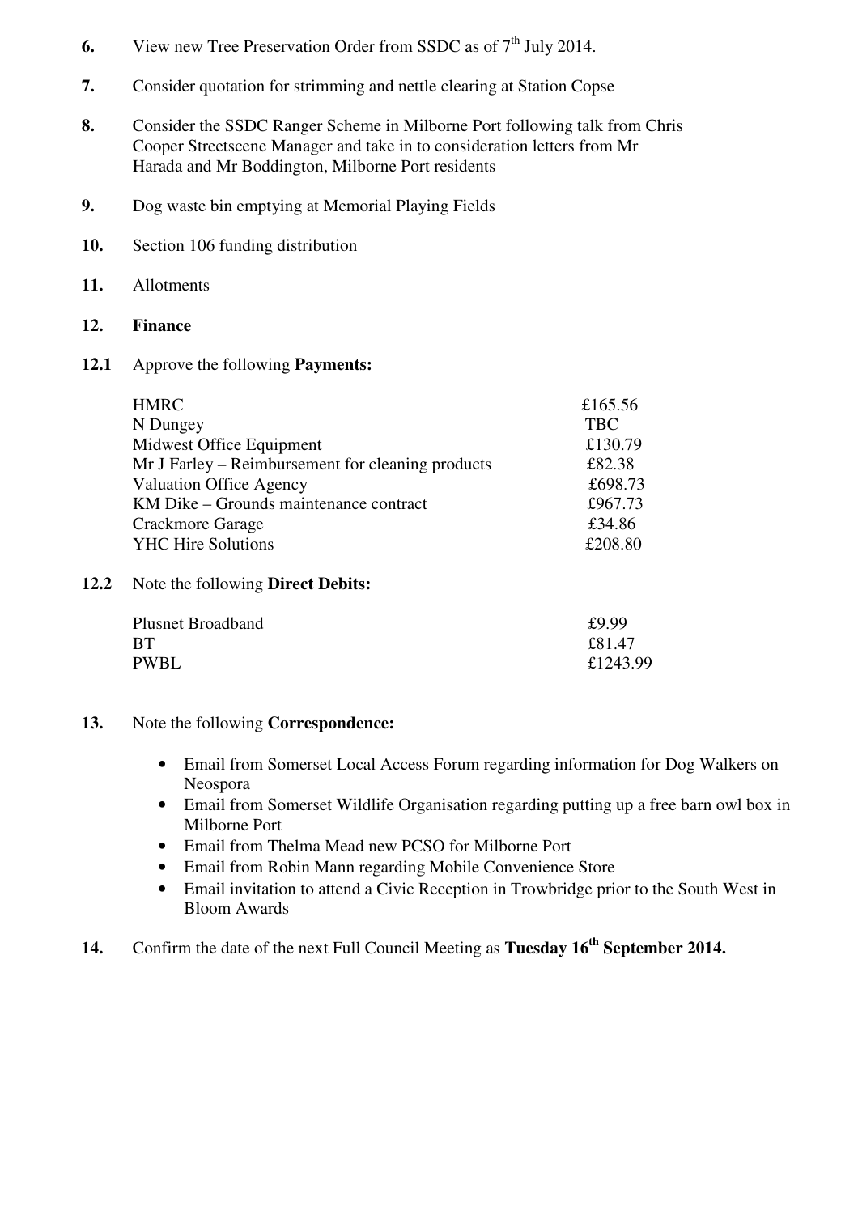**6.** View new Tree Preservation Order from SSDC as of 7th July 2014.

**7.** Consider quotation for strimming and nettle clearing at Station Copse

**8.** Consider the SSDC Ranger Scheme in Milborne Port following talk from Chris Cooper Streetscene Manager and take in to consideration letters from Mr Harada and Mr Boddington, Milborne Port residents

**9.** Dog waste bin emptying at Memorial Playing Fields

**10.** Section 106 funding distribution

**11.** Allotments

**12. Finance**

**12.1** Approve the following **Payments:**

| | |
|---|---|
| HMRC | £165.56 |
| N Dungey | TBC |
| Midwest Office Equipment | £130.79 |
| Mr J Farley – Reimbursement for cleaning products | £82.38 |
| Valuation Office Agency | £698.73 |
| KM Dike – Grounds maintenance contract | £967.73 |
| Crackmore Garage | £34.86 |
| YHC Hire Solutions | £208.80 |

**12.2** Note the following **Direct Debits:**

| | |
|---|---|
| Plusnet Broadband | £9.99 |
| BT | £81.47 |
| PWBL | £1243.99 |

**13.** Note the following **Correspondence:**

- Email from Somerset Local Access Forum regarding information for Dog Walkers on Neospora
- Email from Somerset Wildlife Organisation regarding putting up a free barn owl box in Milborne Port
- Email from Thelma Mead new PCSO for Milborne Port
- Email from Robin Mann regarding Mobile Convenience Store
- Email invitation to attend a Civic Reception in Trowbridge prior to the South West in Bloom Awards

**14.** Confirm the date of the next Full Council Meeting as **Tuesday 16th September 2014.**